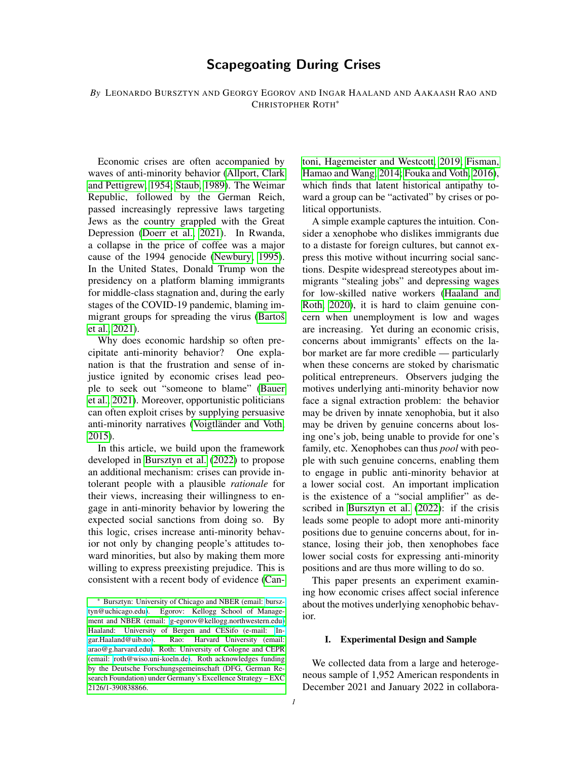# Scapegoating During Crises

*By* LEONARDO BURSZTYN AND GEORGY EGOROV AND INGAR HAALAND AND AAKAASH RAO AND CHRISTOPHER ROTH*

Economic crises are often accompanied by waves of anti-minority behavior (Allport, Clark and Pettigrew, 1954; Staub, 1989). The Weimar Republic, followed by the German Reich, passed increasingly repressive laws targeting Jews as the country grappled with the Great Depression (Doerr et al., 2021). In Rwanda, a collapse in the price of coffee was a major cause of the 1994 genocide (Newbury, 1995). In the United States, Donald Trump won the presidency on a platform blaming immigrants for middle-class stagnation and, during the early stages of the COVID-19 pandemic, blaming immigrant groups for spreading the virus (Bartoš et al., 2021).

Why does economic hardship so often precipitate anti-minority behavior? One explanation is that the frustration and sense of injustice ignited by economic crises lead people to seek out "someone to blame" (Bauer et al., 2021). Moreover, opportunistic politicians can often exploit crises by supplying persuasive anti-minority narratives (Voigtländer and Voth, 2015).

In this article, we build upon the framework developed in Bursztyn et al. (2022) to propose an additional mechanism: crises can provide intolerant people with a plausible *rationale* for their views, increasing their willingness to engage in anti-minority behavior by lowering the expected social sanctions from doing so. By this logic, crises increase anti-minority behavior not only by changing people's attitudes toward minorities, but also by making them more willing to express preexisting prejudice. This is consistent with a recent body of evidence (Cantoni, Hagemeister and Westcott, 2019; Fisman, Hamao and Wang, 2014; Fouka and Voth, 2016), which finds that latent historical antipathy toward a group can be "activated" by crises or political opportunists.

A simple example captures the intuition. Consider a xenophobe who dislikes immigrants due to a distaste for foreign cultures, but cannot express this motive without incurring social sanctions. Despite widespread stereotypes about immigrants "stealing jobs" and depressing wages for low-skilled native workers (Haaland and Roth, 2020), it is hard to claim genuine concern when unemployment is low and wages are increasing. Yet during an economic crisis, concerns about immigrants' effects on the labor market are far more credible — particularly when these concerns are stoked by charismatic political entrepreneurs. Observers judging the motives underlying anti-minority behavior now face a signal extraction problem: the behavior may be driven by innate xenophobia, but it also may be driven by genuine concerns about losing one's job, being unable to provide for one's family, etc. Xenophobes can thus *pool* with people with such genuine concerns, enabling them to engage in public anti-minority behavior at a lower social cost. An important implication is the existence of a "social amplifier" as described in Bursztyn et al. (2022): if the crisis leads some people to adopt more anti-minority positions due to genuine concerns about, for instance, losing their job, then xenophobes face lower social costs for expressing anti-minority positions and are thus more willing to do so.

This paper presents an experiment examining how economic crises affect social inference about the motives underlying xenophobic behavior.

## I. Experimental Design and Sample

We collected data from a large and heterogeneous sample of 1,952 American respondents in December 2021 and January 2022 in collabora-

\* Bursztyn: University of Chicago and NBER (email: bursztyn@uchicago.edu). Egorov: Kellogg School of Management and NBER (email: g-egorov@kellogg.northwestern.edu). Haaland: University of Bergen and CESifo (e-mail: Ingar.Haaland@uib.no). Rao: Harvard University (email: arao@g.harvard.edu). Roth: University of Cologne and CEPR (email: roth@wiso.uni-koeln.de). Roth acknowledges funding by the Deutsche Forschungsgemeinschaft (DFG, German Research Foundation) under Germany's Excellence Strategy – EXC 2126/1-390838866.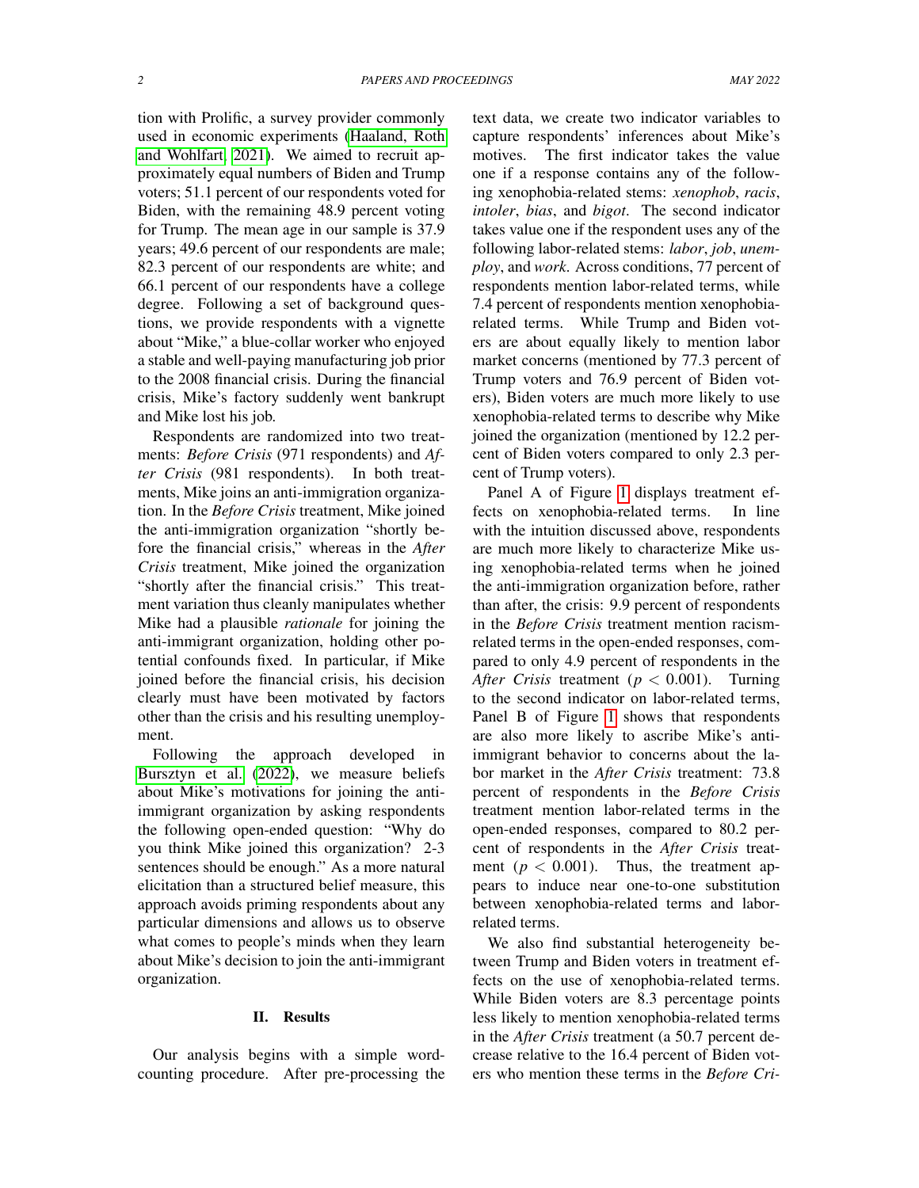tion with Prolific, a survey provider commonly used in economic experiments (Haaland, Roth and Wohlfart, 2021). We aimed to recruit approximately equal numbers of Biden and Trump voters; 51.1 percent of our respondents voted for Biden, with the remaining 48.9 percent voting for Trump. The mean age in our sample is 37.9 years; 49.6 percent of our respondents are male; 82.3 percent of our respondents are white; and 66.1 percent of our respondents have a college degree. Following a set of background questions, we provide respondents with a vignette about "Mike," a blue-collar worker who enjoyed a stable and well-paying manufacturing job prior to the 2008 financial crisis. During the financial crisis, Mike's factory suddenly went bankrupt and Mike lost his job.

Respondents are randomized into two treatments: *Before Crisis* (971 respondents) and *After Crisis* (981 respondents). In both treatments, Mike joins an anti-immigration organization. In the *Before Crisis* treatment, Mike joined the anti-immigration organization "shortly before the financial crisis," whereas in the *After Crisis* treatment, Mike joined the organization "shortly after the financial crisis." This treatment variation thus cleanly manipulates whether Mike had a plausible *rationale* for joining the anti-immigrant organization, holding other potential confounds fixed. In particular, if Mike joined before the financial crisis, his decision clearly must have been motivated by factors other than the crisis and his resulting unemployment.

Following the approach developed in Bursztyn et al. (2022), we measure beliefs about Mike's motivations for joining the anti-immigrant organization by asking respondents the following open-ended question: "Why do you think Mike joined this organization? 2-3 sentences should be enough." As a more natural elicitation than a structured belief measure, this approach avoids priming respondents about any particular dimensions and allows us to observe what comes to people's minds when they learn about Mike's decision to join the anti-immigrant organization.

## II. Results

Our analysis begins with a simple word-counting procedure. After pre-processing the text data, we create two indicator variables to capture respondents' inferences about Mike's motives. The first indicator takes the value one if a response contains any of the following xenophobia-related stems: *xenophob*, *racis*, *intoler*, *bias*, and *bigot*. The second indicator takes value one if the respondent uses any of the following labor-related stems: *labor*, *job*, *unemploy*, and *work*. Across conditions, 77 percent of respondents mention labor-related terms, while 7.4 percent of respondents mention xenophobia-related terms. While Trump and Biden voters are about equally likely to mention labor market concerns (mentioned by 77.3 percent of Trump voters and 76.9 percent of Biden voters), Biden voters are much more likely to use xenophobia-related terms to describe why Mike joined the organization (mentioned by 12.2 percent of Biden voters compared to only 2.3 percent of Trump voters).

Panel A of Figure 1 displays treatment effects on xenophobia-related terms. In line with the intuition discussed above, respondents are much more likely to characterize Mike using xenophobia-related terms when he joined the anti-immigration organization before, rather than after, the crisis: 9.9 percent of respondents in the *Before Crisis* treatment mention racism-related terms in the open-ended responses, compared to only 4.9 percent of respondents in the *After Crisis* treatment ($p < 0.001$). Turning to the second indicator on labor-related terms, Panel B of Figure 1 shows that respondents are also more likely to ascribe Mike's anti-immigrant behavior to concerns about the labor market in the *After Crisis* treatment: 73.8 percent of respondents in the *Before Crisis* treatment mention labor-related terms in the open-ended responses, compared to 80.2 percent of respondents in the *After Crisis* treatment ($p < 0.001$). Thus, the treatment appears to induce near one-to-one substitution between xenophobia-related terms and labor-related terms.

We also find substantial heterogeneity between Trump and Biden voters in treatment effects on the use of xenophobia-related terms. While Biden voters are 8.3 percentage points less likely to mention xenophobia-related terms in the *After Crisis* treatment (a 50.7 percent decrease relative to the 16.4 percent of Biden voters who mention these terms in the *Before Cri-*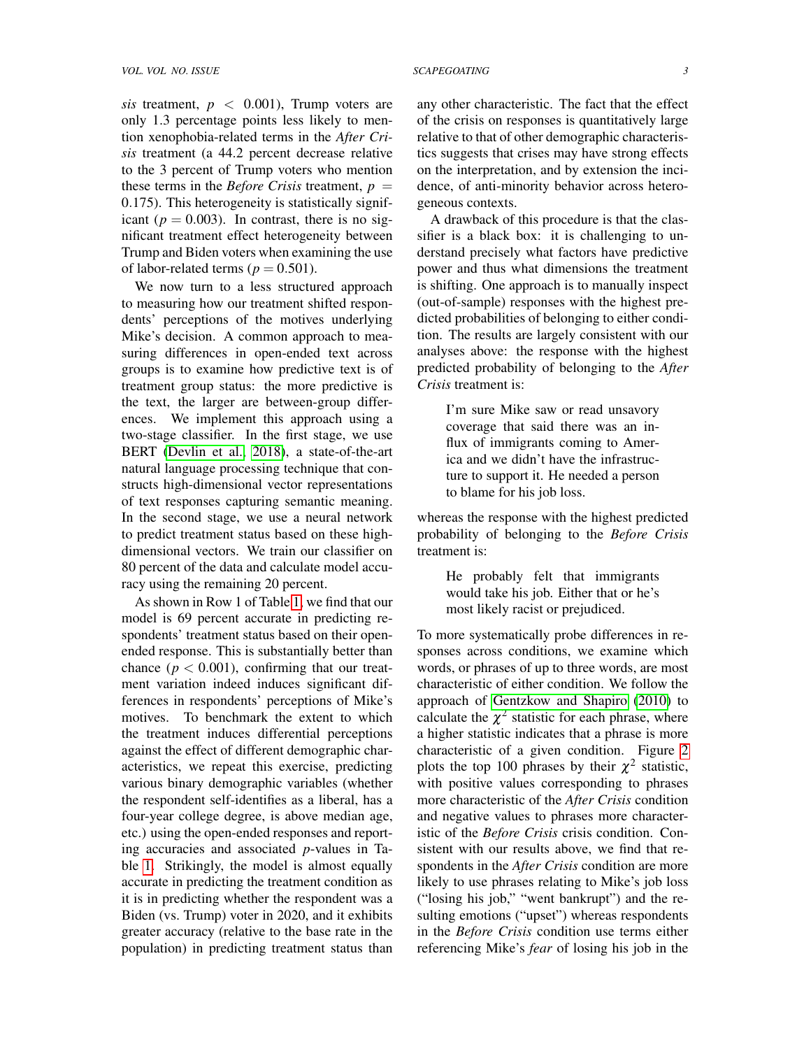*sis* treatment, $p < 0.001$), Trump voters are only 1.3 percentage points less likely to mention xenophobia-related terms in the *After Crisis* treatment (a 44.2 percent decrease relative to the 3 percent of Trump voters who mention these terms in the *Before Crisis* treatment, $p = 0.175$). This heterogeneity is statistically significant ($p = 0.003$). In contrast, there is no significant treatment effect heterogeneity between Trump and Biden voters when examining the use of labor-related terms ($p = 0.501$).

We now turn to a less structured approach to measuring how our treatment shifted respondents' perceptions of the motives underlying Mike's decision. A common approach to measuring differences in open-ended text across groups is to examine how predictive text is of treatment group status: the more predictive is the text, the larger are between-group differences. We implement this approach using a two-stage classifier. In the first stage, we use BERT (Devlin et al., 2018), a state-of-the-art natural language processing technique that constructs high-dimensional vector representations of text responses capturing semantic meaning. In the second stage, we use a neural network to predict treatment status based on these high-dimensional vectors. We train our classifier on 80 percent of the data and calculate model accuracy using the remaining 20 percent.

As shown in Row 1 of Table 1, we find that our model is 69 percent accurate in predicting respondents' treatment status based on their open-ended response. This is substantially better than chance ($p < 0.001$), confirming that our treatment variation indeed induces significant differences in respondents' perceptions of Mike's motives. To benchmark the extent to which the treatment induces differential perceptions against the effect of different demographic characteristics, we repeat this exercise, predicting various binary demographic variables (whether the respondent self-identifies as a liberal, has a four-year college degree, is above median age, etc.) using the open-ended responses and reporting accuracies and associated $p$-values in Table 1. Strikingly, the model is almost equally accurate in predicting the treatment condition as it is in predicting whether the respondent was a Biden (vs. Trump) voter in 2020, and it exhibits greater accuracy (relative to the base rate in the population) in predicting treatment status than any other characteristic. The fact that the effect of the crisis on responses is quantitatively large relative to that of other demographic characteristics suggests that crises may have strong effects on the interpretation, and by extension the incidence, of anti-minority behavior across heterogeneous contexts.

A drawback of this procedure is that the classifier is a black box: it is challenging to understand precisely what factors have predictive power and thus what dimensions the treatment is shifting. One approach is to manually inspect (out-of-sample) responses with the highest predicted probabilities of belonging to either condition. The results are largely consistent with our analyses above: the response with the highest predicted probability of belonging to the *After Crisis* treatment is:

> I'm sure Mike saw or read unsavory coverage that said there was an influx of immigrants coming to America and we didn't have the infrastructure to support it. He needed a person to blame for his job loss.

whereas the response with the highest predicted probability of belonging to the *Before Crisis* treatment is:

> He probably felt that immigrants would take his job. Either that or he's most likely racist or prejudiced.

To more systematically probe differences in responses across conditions, we examine which words, or phrases of up to three words, are most characteristic of either condition. We follow the approach of Gentzkow and Shapiro (2010) to calculate the $\chi^2$ statistic for each phrase, where a higher statistic indicates that a phrase is more characteristic of a given condition. Figure 2 plots the top 100 phrases by their $\chi^2$ statistic, with positive values corresponding to phrases more characteristic of the *After Crisis* condition and negative values to phrases more characteristic of the *Before Crisis* crisis condition. Consistent with our results above, we find that respondents in the *After Crisis* condition are more likely to use phrases relating to Mike's job loss ("losing his job," "went bankrupt") and the resulting emotions ("upset") whereas respondents in the *Before Crisis* condition use terms either referencing Mike's *fear* of losing his job in the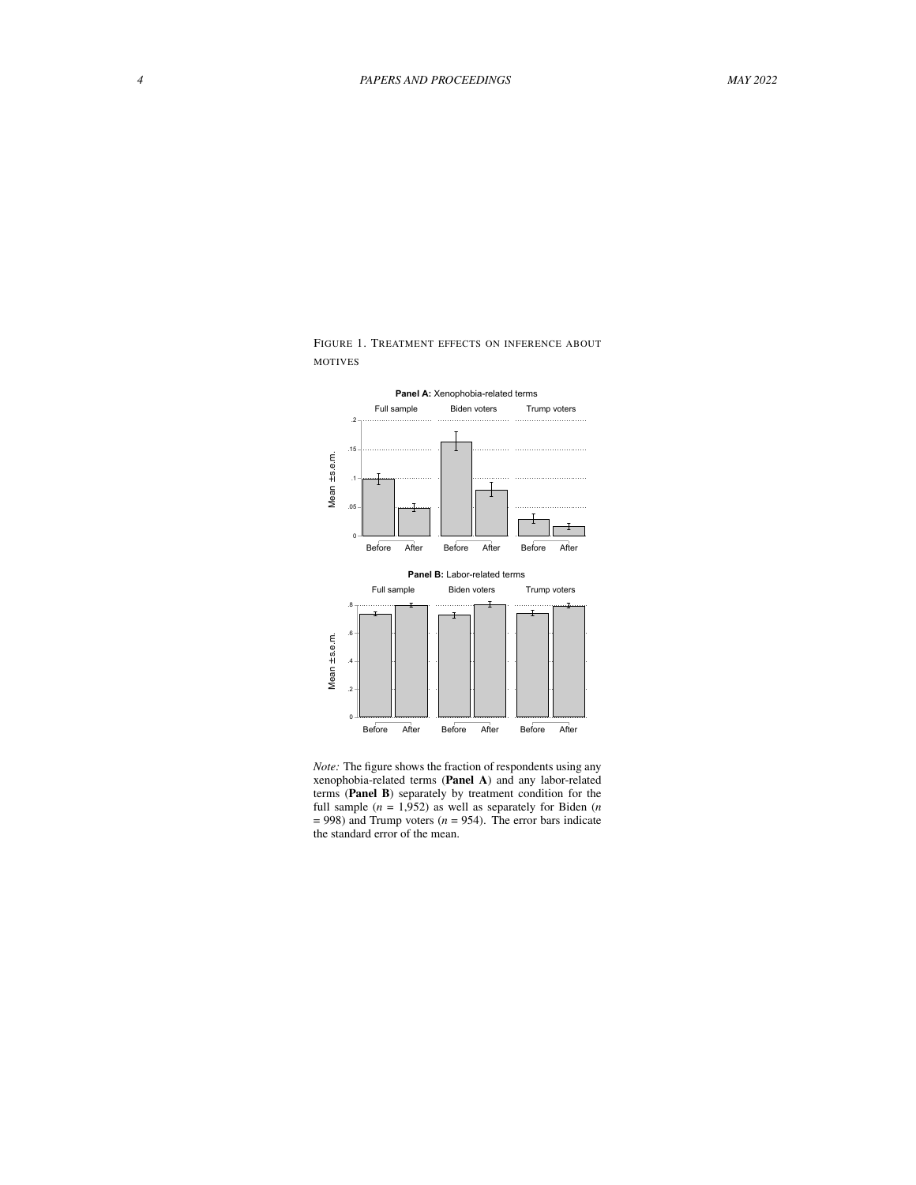FIGURE 1. TREATMENT EFFECTS ON INFERENCE ABOUT MOTIVES

*Note:* The figure shows the fraction of respondents using any xenophobia-related terms (**Panel A**) and any labor-related terms (**Panel B**) separately by treatment condition for the full sample ($n$ = 1,952) as well as separately for Biden ($n$ = 998) and Trump voters ($n$ = 954). The error bars indicate the standard error of the mean.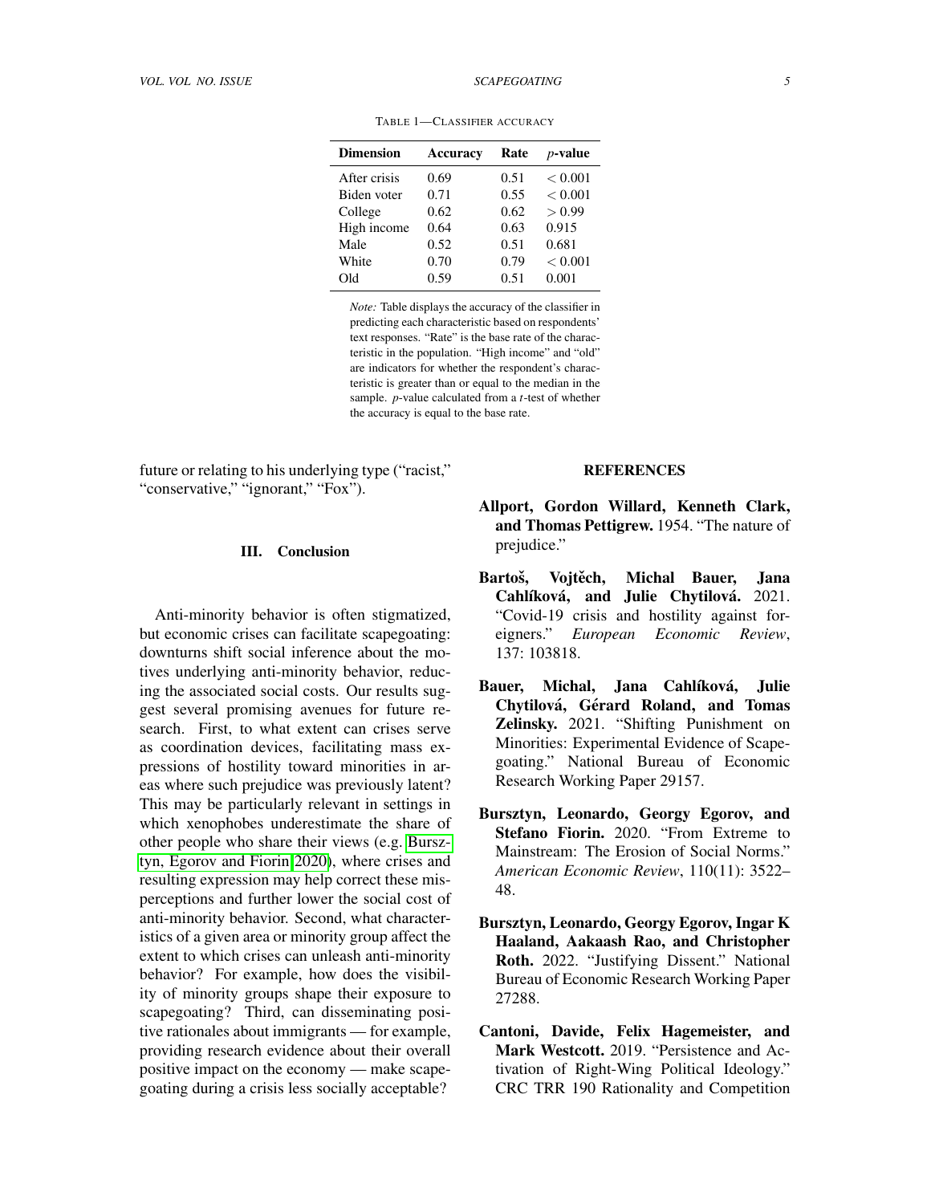TABLE 1—CLASSIFIER ACCURACY

| Dimension | Accuracy | Rate | $p$-value |
|---|---|---|---|
| After crisis | 0.69 | 0.51 | $< 0.001$ |
| Biden voter | 0.71 | 0.55 | $< 0.001$ |
| College | 0.62 | 0.62 | $> 0.99$ |
| High income | 0.64 | 0.63 | 0.915 |
| Male | 0.52 | 0.51 | 0.681 |
| White | 0.70 | 0.79 | $< 0.001$ |
| Old | 0.59 | 0.51 | 0.001 |

*Note:* Table displays the accuracy of the classifier in predicting each characteristic based on respondents' text responses. "Rate" is the base rate of the characteristic in the population. "High income" and "old" are indicators for whether the respondent's characteristic is greater than or equal to the median in the sample. $p$-value calculated from a $t$-test of whether the accuracy is equal to the base rate.

future or relating to his underlying type ("racist," "conservative," "ignorant," "Fox").

## III. Conclusion

Anti-minority behavior is often stigmatized, but economic crises can facilitate scapegoating: downturns shift social inference about the motives underlying anti-minority behavior, reducing the associated social costs. Our results suggest several promising avenues for future research. First, to what extent can crises serve as coordination devices, facilitating mass expressions of hostility toward minorities in areas where such prejudice was previously latent? This may be particularly relevant in settings in which xenophobes underestimate the share of other people who share their views (e.g. Bursztyn, Egorov and Fiorin 2020), where crises and resulting expression may help correct these misperceptions and further lower the social cost of anti-minority behavior. Second, what characteristics of a given area or minority group affect the extent to which crises can unleash anti-minority behavior? For example, how does the visibility of minority groups shape their exposure to scapegoating? Third, can disseminating positive rationales about immigrants — for example, providing research evidence about their overall positive impact on the economy — make scapegoating during a crisis less socially acceptable?

## REFERENCES

**Allport, Gordon Willard, Kenneth Clark, and Thomas Pettigrew.** 1954. "The nature of prejudice."

**Bartoš, Vojtěch, Michal Bauer, Jana Cahlíková, and Julie Chytilová.** 2021. "Covid-19 crisis and hostility against foreigners." *European Economic Review*, 137: 103818.

**Bauer, Michal, Jana Cahlíková, Julie Chytilová, Gérard Roland, and Tomas Zelinsky.** 2021. "Shifting Punishment on Minorities: Experimental Evidence of Scapegoating." National Bureau of Economic Research Working Paper 29157.

**Bursztyn, Leonardo, Georgy Egorov, and Stefano Fiorin.** 2020. "From Extreme to Mainstream: The Erosion of Social Norms." *American Economic Review*, 110(11): 3522–48.

**Bursztyn, Leonardo, Georgy Egorov, Ingar K Haaland, Aakaash Rao, and Christopher Roth.** 2022. "Justifying Dissent." National Bureau of Economic Research Working Paper 27288.

**Cantoni, Davide, Felix Hagemeister, and Mark Westcott.** 2019. "Persistence and Activation of Right-Wing Political Ideology." CRC TRR 190 Rationality and Competition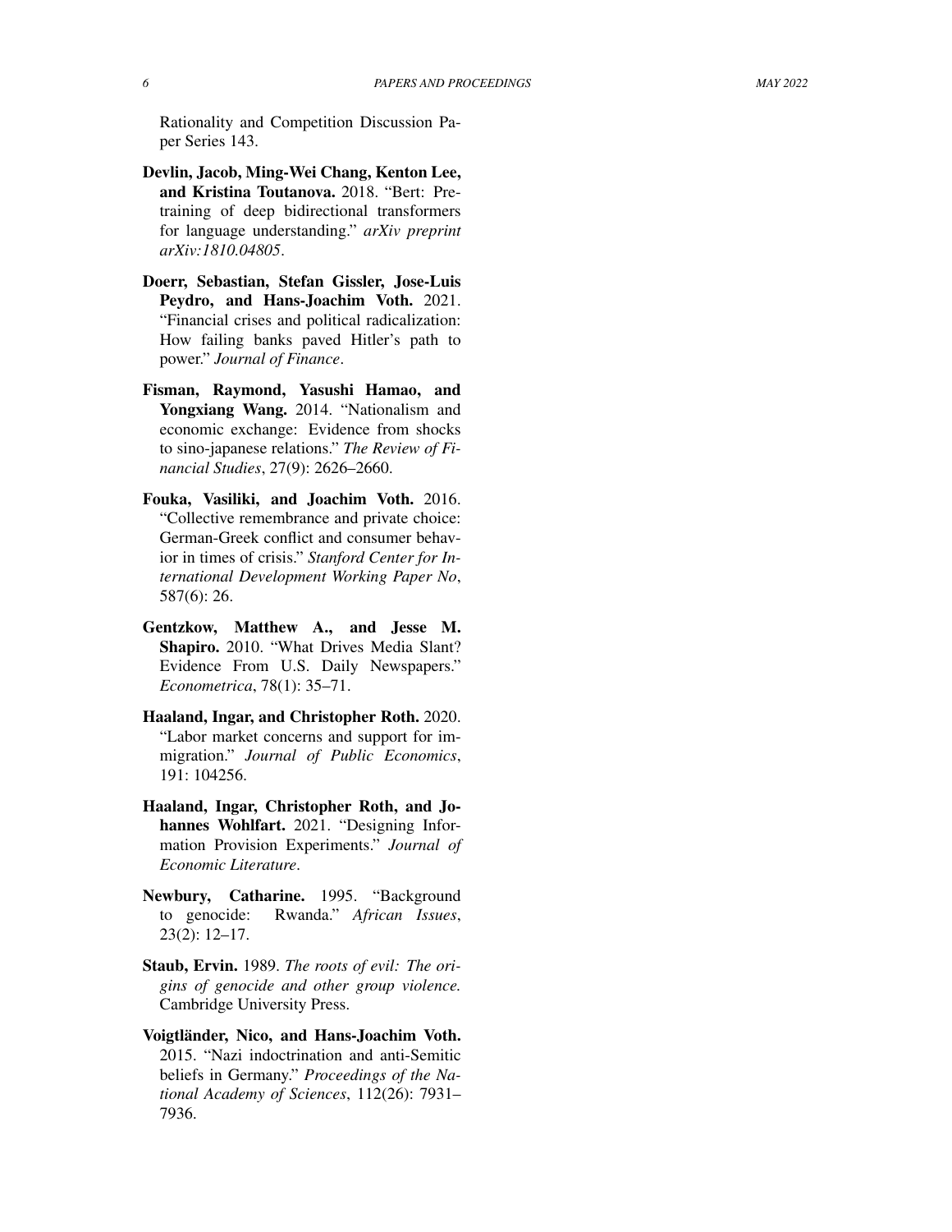Rationality and Competition Discussion Paper Series 143.

**Devlin, Jacob, Ming-Wei Chang, Kenton Lee, and Kristina Toutanova.** 2018. "Bert: Pre-training of deep bidirectional transformers for language understanding." *arXiv preprint arXiv:1810.04805*.

**Doerr, Sebastian, Stefan Gissler, Jose-Luis Peydro, and Hans-Joachim Voth.** 2021. "Financial crises and political radicalization: How failing banks paved Hitler's path to power." *Journal of Finance*.

**Fisman, Raymond, Yasushi Hamao, and Yongxiang Wang.** 2014. "Nationalism and economic exchange: Evidence from shocks to sino-japanese relations." *The Review of Financial Studies*, 27(9): 2626–2660.

**Fouka, Vasiliki, and Joachim Voth.** 2016. "Collective remembrance and private choice: German-Greek conflict and consumer behavior in times of crisis." *Stanford Center for International Development Working Paper No*, 587(6): 26.

**Gentzkow, Matthew A., and Jesse M. Shapiro.** 2010. "What Drives Media Slant? Evidence From U.S. Daily Newspapers." *Econometrica*, 78(1): 35–71.

**Haaland, Ingar, and Christopher Roth.** 2020. "Labor market concerns and support for immigration." *Journal of Public Economics*, 191: 104256.

**Haaland, Ingar, Christopher Roth, and Johannes Wohlfart.** 2021. "Designing Information Provision Experiments." *Journal of Economic Literature*.

**Newbury, Catharine.** 1995. "Background to genocide: Rwanda." *African Issues*, 23(2): 12–17.

**Staub, Ervin.** 1989. *The roots of evil: The origins of genocide and other group violence.* Cambridge University Press.

**Voigtländer, Nico, and Hans-Joachim Voth.** 2015. "Nazi indoctrination and anti-Semitic beliefs in Germany." *Proceedings of the National Academy of Sciences*, 112(26): 7931–7936.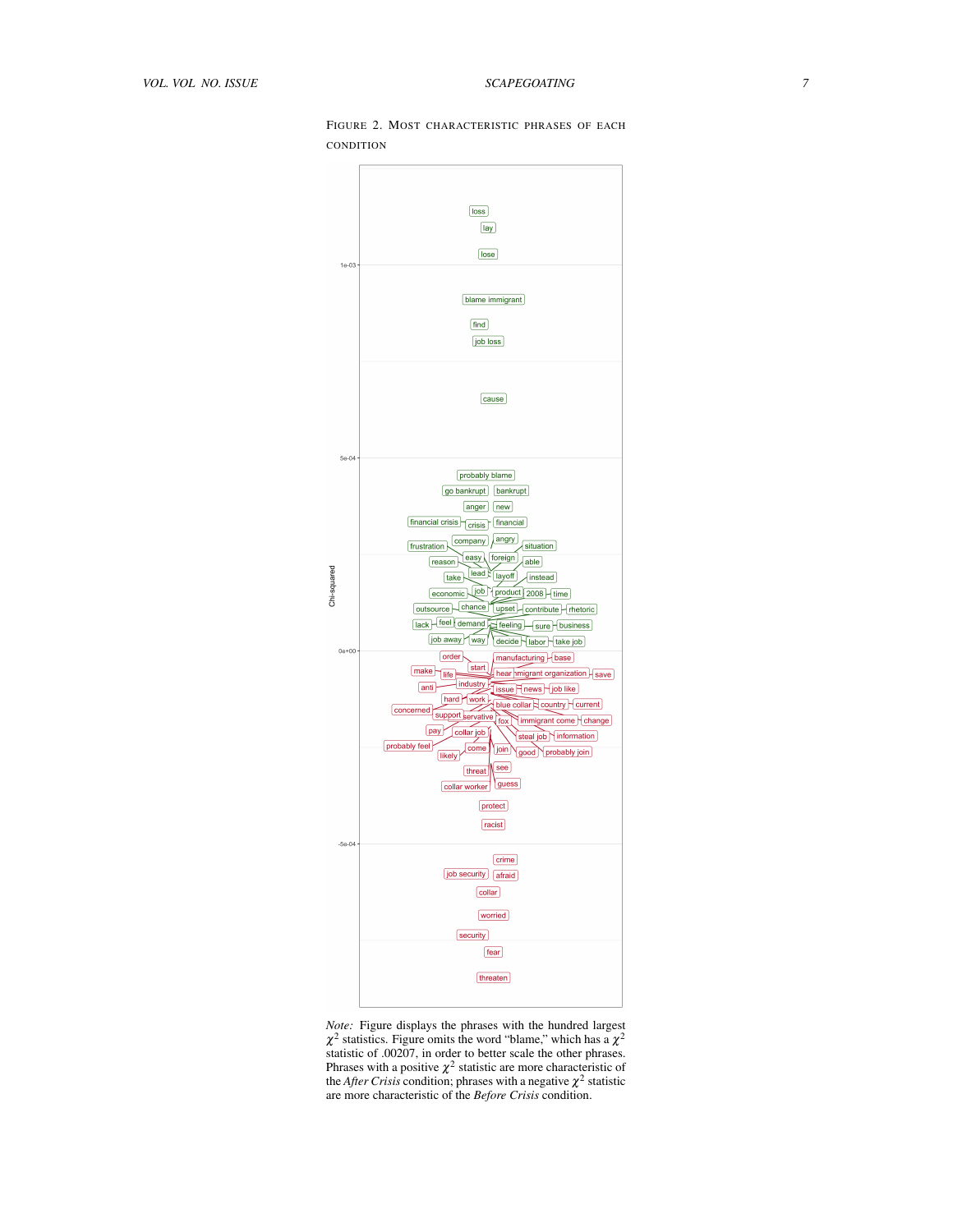FIGURE 2. MOST CHARACTERISTIC PHRASES OF EACH CONDITION

Chi-squared

1e-03

5e-04

0e+00

-5e-04

loss
lay
lose
blame immigrant
find
job loss
cause
probably blame
go bankrupt
bankrupt
anger
new
financial crisis
crisis
financial
company
angry
frustration
situation
easy
foreign
reason
able
lead
take
layoff
instead
job
economic
product
2008
time
chance
outsource
upset
contribute
rhetoric
lack
feel
demand
feeling
sure
business
job away
way
decide
labor
take job
order
manufacturing
base
make
start
life
hear immigrant organization
save
anti
industry
issue
news
job like
hard
work
blue collar
country
current
concerned
support
conservative
fox
immigrant come
change
pay
collar job
steal job
information
probably feel
come
join
good
probably join
likely
threat
see
collar worker
guess
protect
racist
crime
job security
afraid
collar
worried
security
fear
threaten

*Note:* Figure displays the phrases with the hundred largest $\chi^2$ statistics. Figure omits the word "blame," which has a $\chi^2$ statistic of .00207, in order to better scale the other phrases. Phrases with a positive $\chi^2$ statistic are more characteristic of the *After Crisis* condition; phrases with a negative $\chi^2$ statistic are more characteristic of the *Before Crisis* condition.